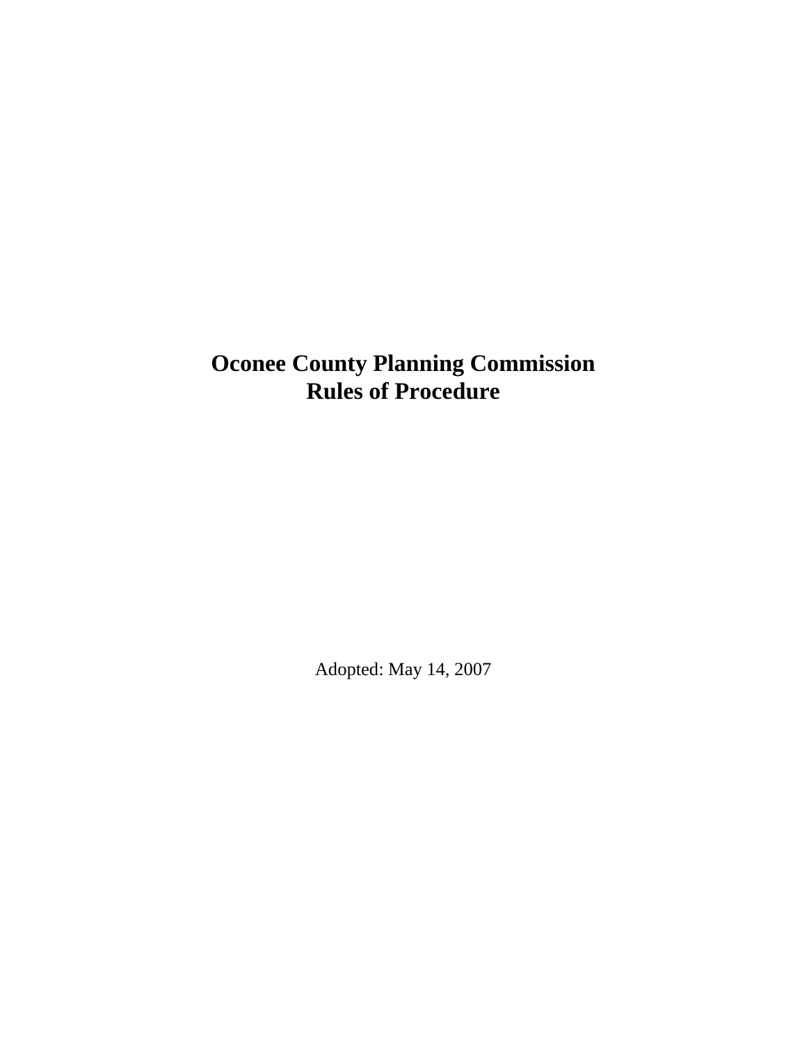# Oconee County Planning Commission
# Rules of Procedure

Adopted: May 14, 2007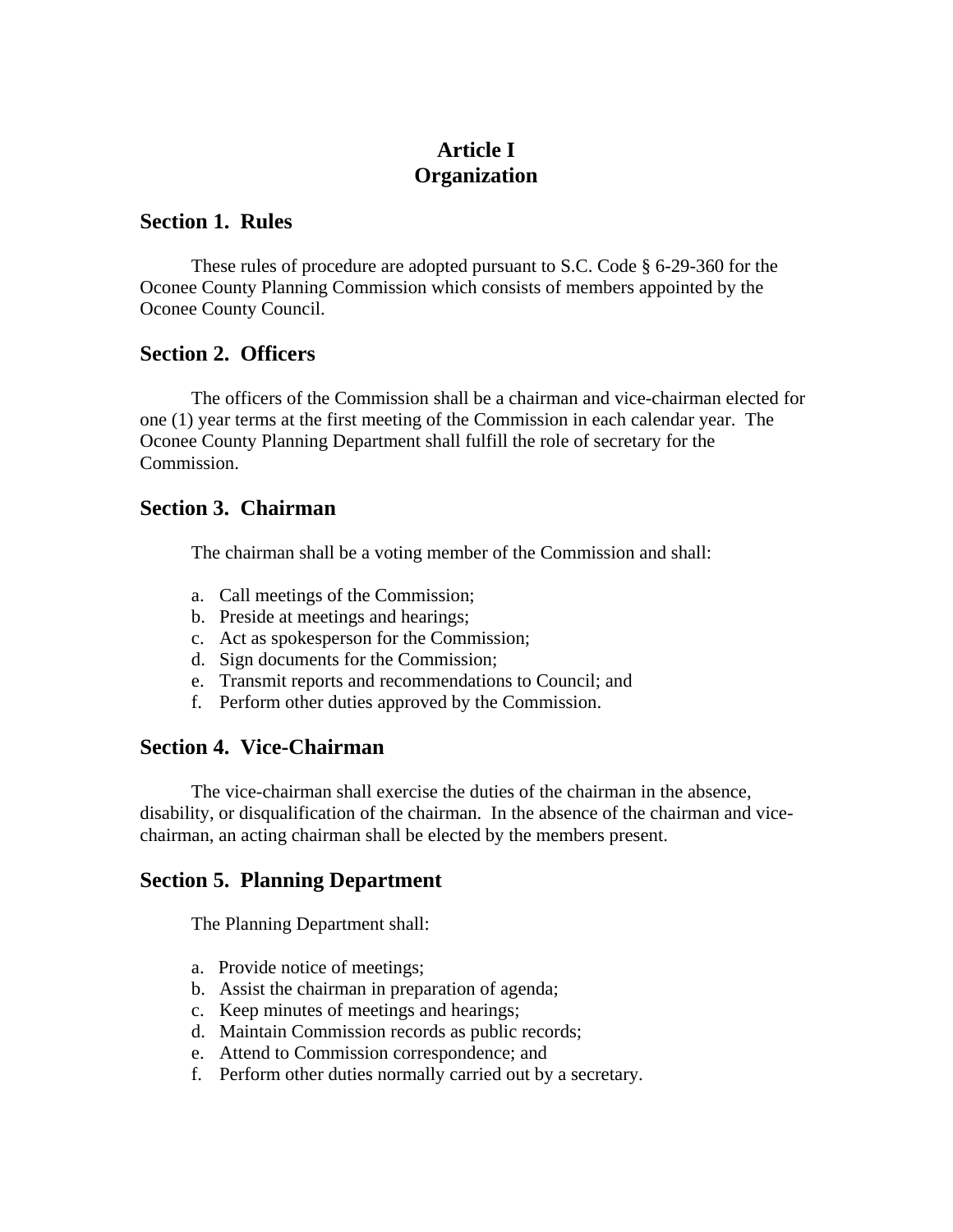# Article I
# Organization

## Section 1. Rules

These rules of procedure are adopted pursuant to S.C. Code § 6-29-360 for the Oconee County Planning Commission which consists of members appointed by the Oconee County Council.

## Section 2. Officers

The officers of the Commission shall be a chairman and vice-chairman elected for one (1) year terms at the first meeting of the Commission in each calendar year. The Oconee County Planning Department shall fulfill the role of secretary for the Commission.

## Section 3. Chairman

The chairman shall be a voting member of the Commission and shall:

a. Call meetings of the Commission;
b. Preside at meetings and hearings;
c. Act as spokesperson for the Commission;
d. Sign documents for the Commission;
e. Transmit reports and recommendations to Council; and
f. Perform other duties approved by the Commission.

## Section 4. Vice-Chairman

The vice-chairman shall exercise the duties of the chairman in the absence, disability, or disqualification of the chairman. In the absence of the chairman and vice-chairman, an acting chairman shall be elected by the members present.

## Section 5. Planning Department

The Planning Department shall:

a. Provide notice of meetings;
b. Assist the chairman in preparation of agenda;
c. Keep minutes of meetings and hearings;
d. Maintain Commission records as public records;
e. Attend to Commission correspondence; and
f. Perform other duties normally carried out by a secretary.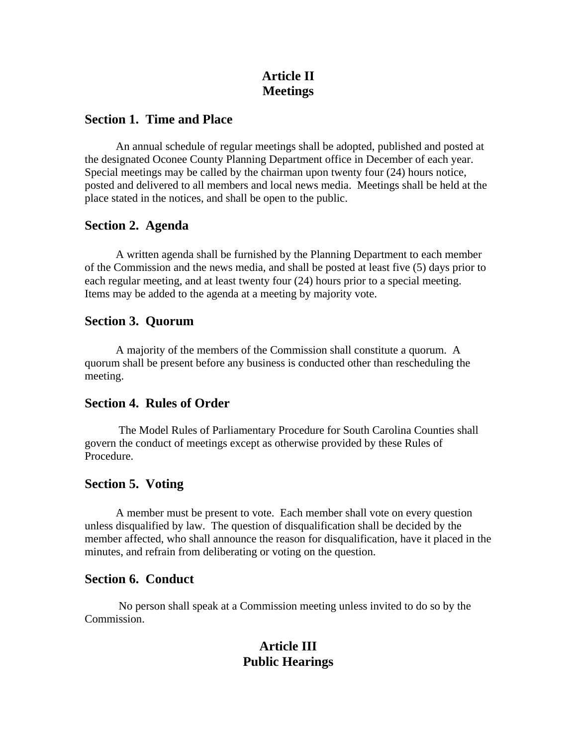# Article II
# Meetings

## Section 1. Time and Place

An annual schedule of regular meetings shall be adopted, published and posted at the designated Oconee County Planning Department office in December of each year. Special meetings may be called by the chairman upon twenty four (24) hours notice, posted and delivered to all members and local news media. Meetings shall be held at the place stated in the notices, and shall be open to the public.

## Section 2. Agenda

A written agenda shall be furnished by the Planning Department to each member of the Commission and the news media, and shall be posted at least five (5) days prior to each regular meeting, and at least twenty four (24) hours prior to a special meeting. Items may be added to the agenda at a meeting by majority vote.

## Section 3. Quorum

A majority of the members of the Commission shall constitute a quorum. A quorum shall be present before any business is conducted other than rescheduling the meeting.

## Section 4. Rules of Order

The Model Rules of Parliamentary Procedure for South Carolina Counties shall govern the conduct of meetings except as otherwise provided by these Rules of Procedure.

## Section 5. Voting

A member must be present to vote. Each member shall vote on every question unless disqualified by law. The question of disqualification shall be decided by the member affected, who shall announce the reason for disqualification, have it placed in the minutes, and refrain from deliberating or voting on the question.

## Section 6. Conduct

No person shall speak at a Commission meeting unless invited to do so by the Commission.

# Article III
# Public Hearings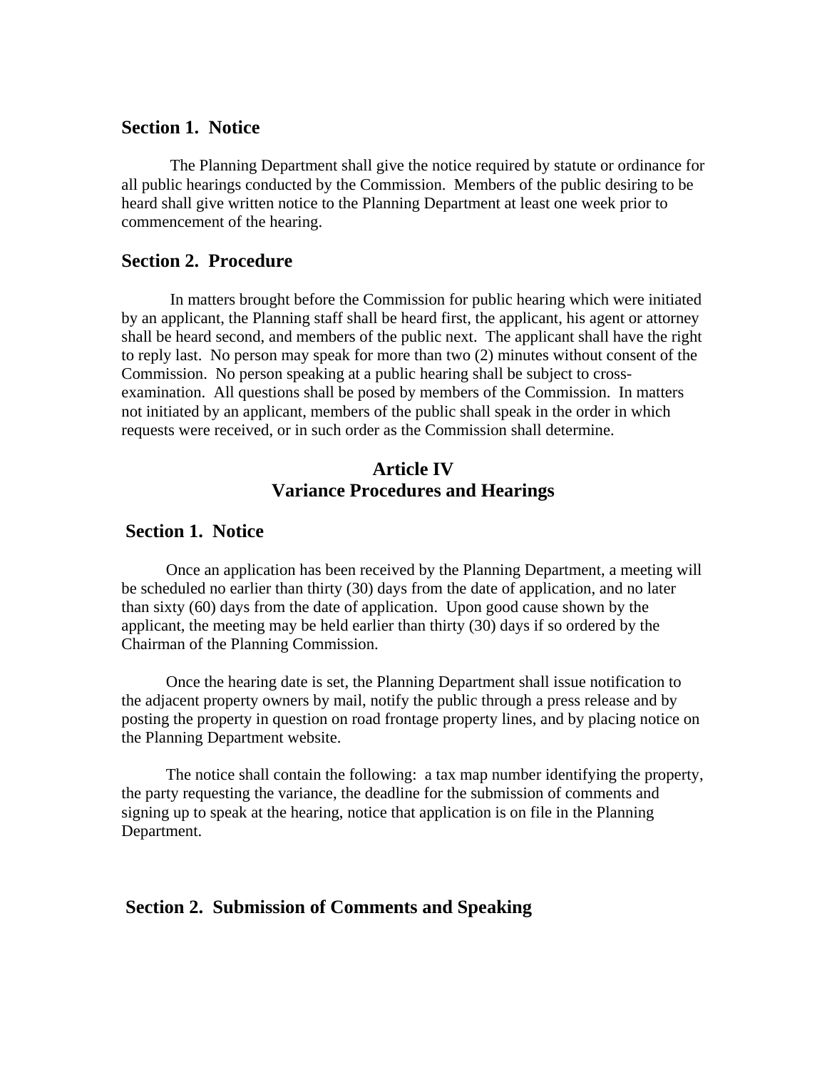### Section 1. Notice

The Planning Department shall give the notice required by statute or ordinance for all public hearings conducted by the Commission. Members of the public desiring to be heard shall give written notice to the Planning Department at least one week prior to commencement of the hearing.

### Section 2. Procedure

In matters brought before the Commission for public hearing which were initiated by an applicant, the Planning staff shall be heard first, the applicant, his agent or attorney shall be heard second, and members of the public next. The applicant shall have the right to reply last. No person may speak for more than two (2) minutes without consent of the Commission. No person speaking at a public hearing shall be subject to cross-examination. All questions shall be posed by members of the Commission. In matters not initiated by an applicant, members of the public shall speak in the order in which requests were received, or in such order as the Commission shall determine.

## Article IV
## Variance Procedures and Hearings

### Section 1. Notice

Once an application has been received by the Planning Department, a meeting will be scheduled no earlier than thirty (30) days from the date of application, and no later than sixty (60) days from the date of application. Upon good cause shown by the applicant, the meeting may be held earlier than thirty (30) days if so ordered by the Chairman of the Planning Commission.

Once the hearing date is set, the Planning Department shall issue notification to the adjacent property owners by mail, notify the public through a press release and by posting the property in question on road frontage property lines, and by placing notice on the Planning Department website.

The notice shall contain the following: a tax map number identifying the property, the party requesting the variance, the deadline for the submission of comments and signing up to speak at the hearing, notice that application is on file in the Planning Department.

### Section 2. Submission of Comments and Speaking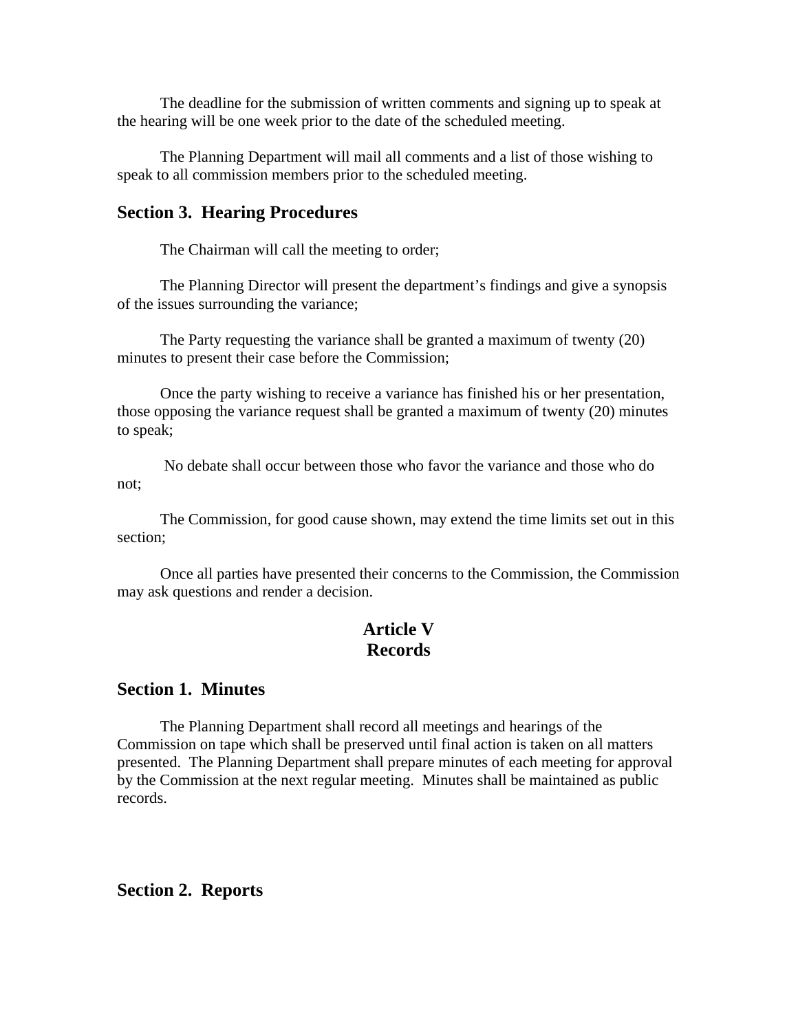The deadline for the submission of written comments and signing up to speak at the hearing will be one week prior to the date of the scheduled meeting.

The Planning Department will mail all comments and a list of those wishing to speak to all commission members prior to the scheduled meeting.

### Section 3. Hearing Procedures

The Chairman will call the meeting to order;

The Planning Director will present the department's findings and give a synopsis of the issues surrounding the variance;

The Party requesting the variance shall be granted a maximum of twenty (20) minutes to present their case before the Commission;

Once the party wishing to receive a variance has finished his or her presentation, those opposing the variance request shall be granted a maximum of twenty (20) minutes to speak;

No debate shall occur between those who favor the variance and those who do not;

The Commission, for good cause shown, may extend the time limits set out in this section;

Once all parties have presented their concerns to the Commission, the Commission may ask questions and render a decision.

## Article V
## Records

### Section 1. Minutes

The Planning Department shall record all meetings and hearings of the Commission on tape which shall be preserved until final action is taken on all matters presented. The Planning Department shall prepare minutes of each meeting for approval by the Commission at the next regular meeting. Minutes shall be maintained as public records.

### Section 2. Reports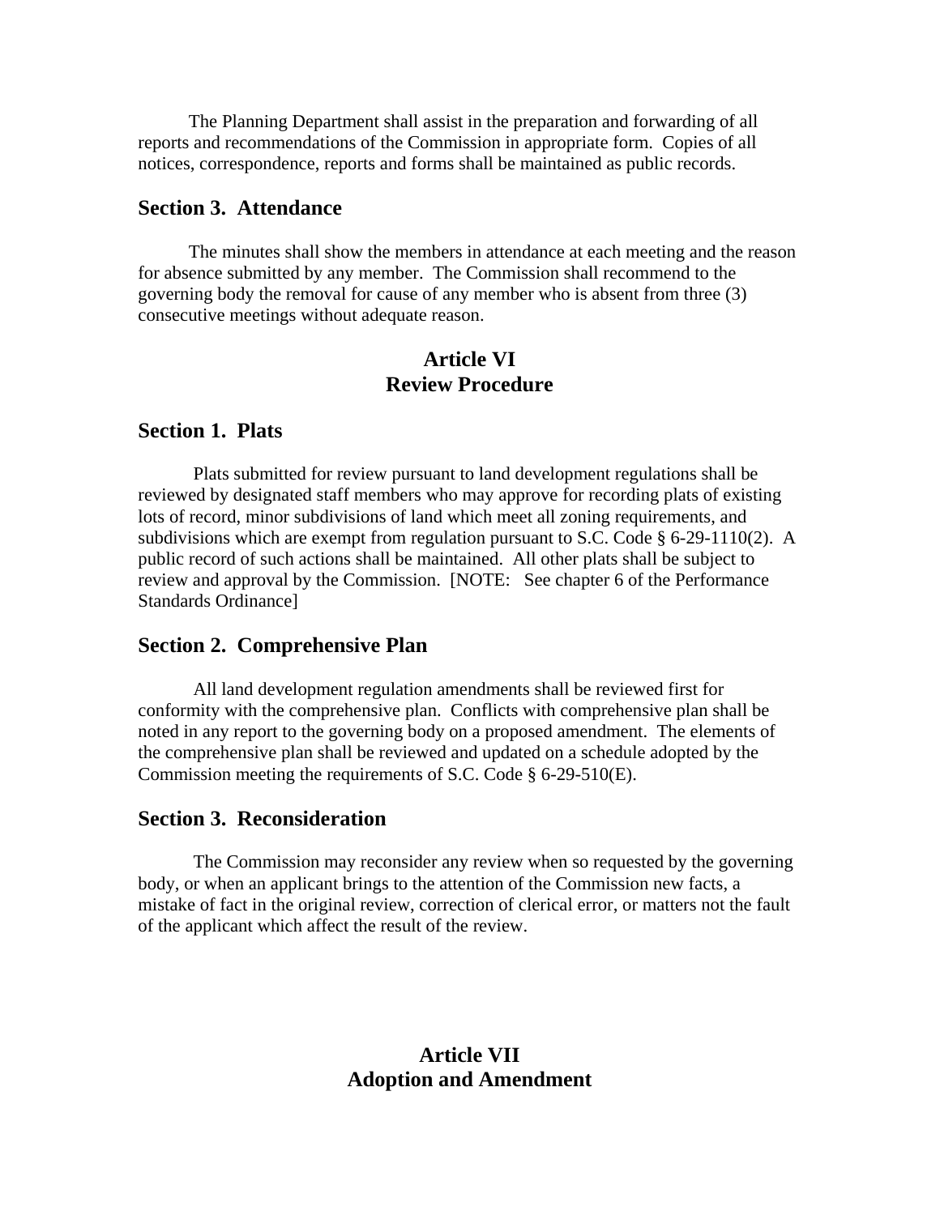The Planning Department shall assist in the preparation and forwarding of all reports and recommendations of the Commission in appropriate form. Copies of all notices, correspondence, reports and forms shall be maintained as public records.

## Section 3. Attendance

The minutes shall show the members in attendance at each meeting and the reason for absence submitted by any member. The Commission shall recommend to the governing body the removal for cause of any member who is absent from three (3) consecutive meetings without adequate reason.

# Article VI
# Review Procedure

## Section 1. Plats

Plats submitted for review pursuant to land development regulations shall be reviewed by designated staff members who may approve for recording plats of existing lots of record, minor subdivisions of land which meet all zoning requirements, and subdivisions which are exempt from regulation pursuant to S.C. Code § 6-29-1110(2). A public record of such actions shall be maintained. All other plats shall be subject to review and approval by the Commission. [NOTE: See chapter 6 of the Performance Standards Ordinance]

## Section 2. Comprehensive Plan

All land development regulation amendments shall be reviewed first for conformity with the comprehensive plan. Conflicts with comprehensive plan shall be noted in any report to the governing body on a proposed amendment. The elements of the comprehensive plan shall be reviewed and updated on a schedule adopted by the Commission meeting the requirements of S.C. Code § 6-29-510(E).

## Section 3. Reconsideration

The Commission may reconsider any review when so requested by the governing body, or when an applicant brings to the attention of the Commission new facts, a mistake of fact in the original review, correction of clerical error, or matters not the fault of the applicant which affect the result of the review.

# Article VII
# Adoption and Amendment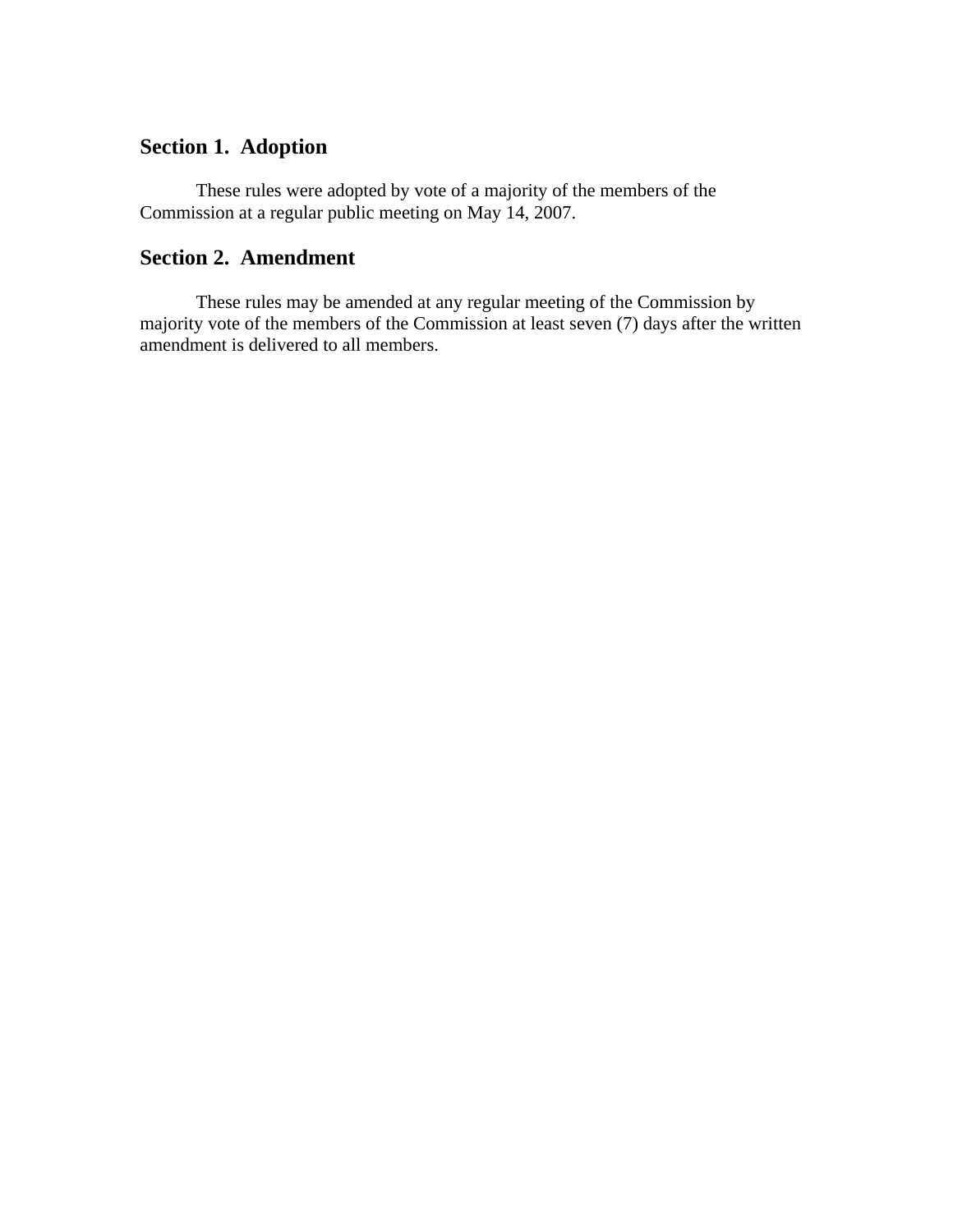## Section 1. Adoption

These rules were adopted by vote of a majority of the members of the Commission at a regular public meeting on May 14, 2007.

## Section 2. Amendment

These rules may be amended at any regular meeting of the Commission by majority vote of the members of the Commission at least seven (7) days after the written amendment is delivered to all members.